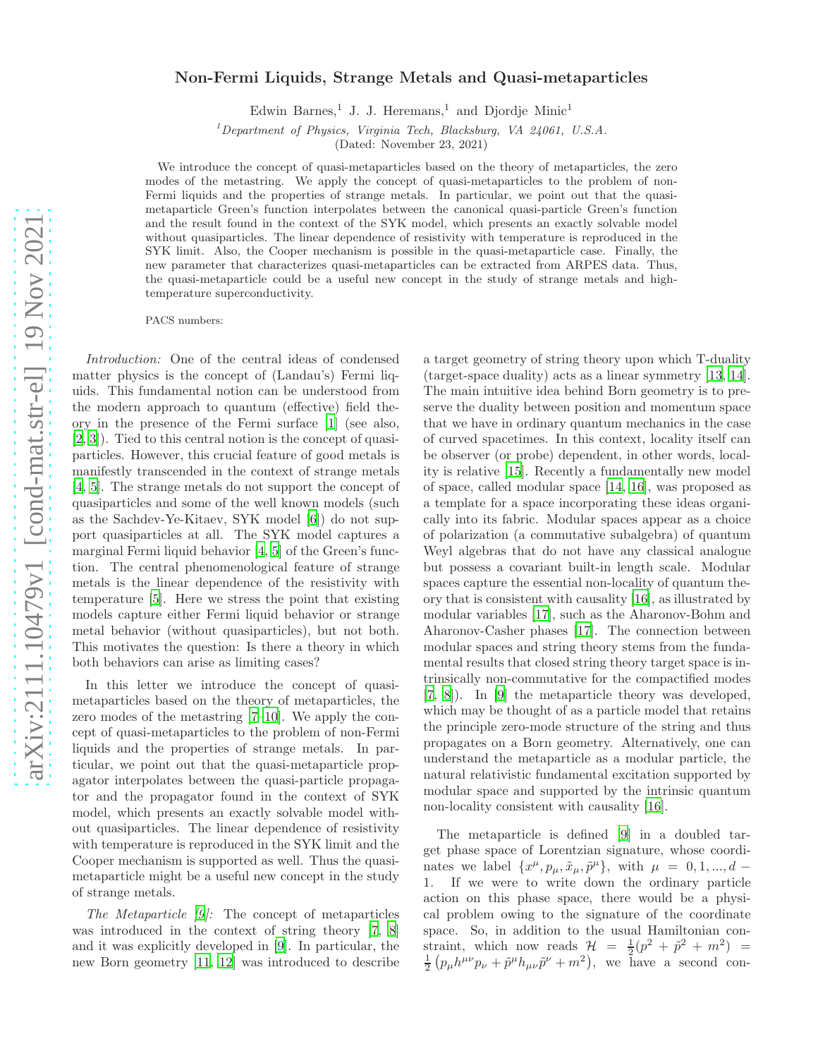# Non-Fermi Liquids, Strange Metals and Quasi-metaparticles

Edwin Barnes,[1] J. J. Heremans,[1] and Djordje Minic[1]

[1] *Department of Physics, Virginia Tech, Blacksburg, VA 24061, U.S.A.*

(Dated: November 23, 2021)

We introduce the concept of quasi-metaparticles based on the theory of metaparticles, the zero modes of the metastring. We apply the concept of quasi-metaparticles to the problem of non-Fermi liquids and the properties of strange metals. In particular, we point out that the quasi-metaparticle Green's function interpolates between the canonical quasi-particle Green's function and the result found in the context of the SYK model, which presents an exactly solvable model without quasiparticles. The linear dependence of resistivity with temperature is reproduced in the SYK limit. Also, the Cooper mechanism is possible in the quasi-metaparticle case. Finally, the new parameter that characterizes quasi-metaparticles can be extracted from ARPES data. Thus, the quasi-metaparticle could be a useful new concept in the study of strange metals and high-temperature superconductivity.

PACS numbers:

*Introduction:* One of the central ideas of condensed matter physics is the concept of (Landau's) Fermi liquids. This fundamental notion can be understood from the modern approach to quantum (effective) field theory in the presence of the Fermi surface [1] (see also, [2, 3]). Tied to this central notion is the concept of quasiparticles. However, this crucial feature of good metals is manifestly transcended in the context of strange metals [4, 5]. The strange metals do not support the concept of quasiparticles and some of the well known models (such as the Sachdev-Ye-Kitaev, SYK model [6]) do not support quasiparticles at all. The SYK model captures a marginal Fermi liquid behavior [4, 5] of the Green's function. The central phenomenological feature of strange metals is the linear dependence of the resistivity with temperature [5]. Here we stress the point that existing models capture either Fermi liquid behavior or strange metal behavior (without quasiparticles), but not both. This motivates the question: Is there a theory in which both behaviors can arise as limiting cases?

In this letter we introduce the concept of quasi-metaparticles based on the theory of metaparticles, the zero modes of the metastring [7–10]. We apply the concept of quasi-metaparticles to the problem of non-Fermi liquids and the properties of strange metals. In particular, we point out that the quasi-metaparticle propagator interpolates between the quasi-particle propagator and the propagator found in the context of SYK model, which presents an exactly solvable model without quasiparticles. The linear dependence of resistivity with temperature is reproduced in the SYK limit and the Cooper mechanism is supported as well. Thus the quasi-metaparticle might be a useful new concept in the study of strange metals.

*The Metaparticle [9]:* The concept of metaparticles was introduced in the context of string theory [7, 8] and it was explicitly developed in [9]. In particular, the new Born geometry [11, 12] was introduced to describe a target geometry of string theory upon which T-duality (target-space duality) acts as a linear symmetry [13, 14]. The main intuitive idea behind Born geometry is to preserve the duality between position and momentum space that we have in ordinary quantum mechanics in the case of curved spacetimes. In this context, locality itself can be observer (or probe) dependent, in other words, locality is relative [15]. Recently a fundamentally new model of space, called modular space [14, 16], was proposed as a template for a space incorporating these ideas organically into its fabric. Modular spaces appear as a choice of polarization (a commutative subalgebra) of quantum Weyl algebras that do not have any classical analogue but possess a covariant built-in length scale. Modular spaces capture the essential non-locality of quantum theory that is consistent with causality [16], as illustrated by modular variables [17], such as the Aharonov-Bohm and Aharonov-Casher phases [17]. The connection between modular spaces and string theory stems from the fundamental results that closed string theory target space is intrinsically non-commutative for the compactified modes [7, 8]). In [9] the metaparticle theory was developed, which may be thought of as a particle model that retains the principle zero-mode structure of the string and thus propagates on a Born geometry. Alternatively, one can understand the metaparticle as a modular particle, the natural relativistic fundamental excitation supported by modular space and supported by the intrinsic quantum non-locality consistent with causality [16].

The metaparticle is defined [9] in a doubled target phase space of Lorentzian signature, whose coordinates we label $\{x^\mu, p_\mu, \tilde{x}_\mu, \tilde{p}^\mu\}$, with $\mu = 0, 1, ..., d-1$. If we were to write down the ordinary particle action on this phase space, there would be a physical problem owing to the signature of the coordinate space. So, in addition to the usual Hamiltonian constraint, which now reads $\mathcal{H} = \frac{1}{2}(p^2 + \tilde{p}^2 + m^2) = \frac{1}{2}\left(p_\mu h^{\mu\nu} p_\nu + \tilde{p}^\mu h_{\mu\nu} \tilde{p}^\nu + m^2\right)$, we have a second con-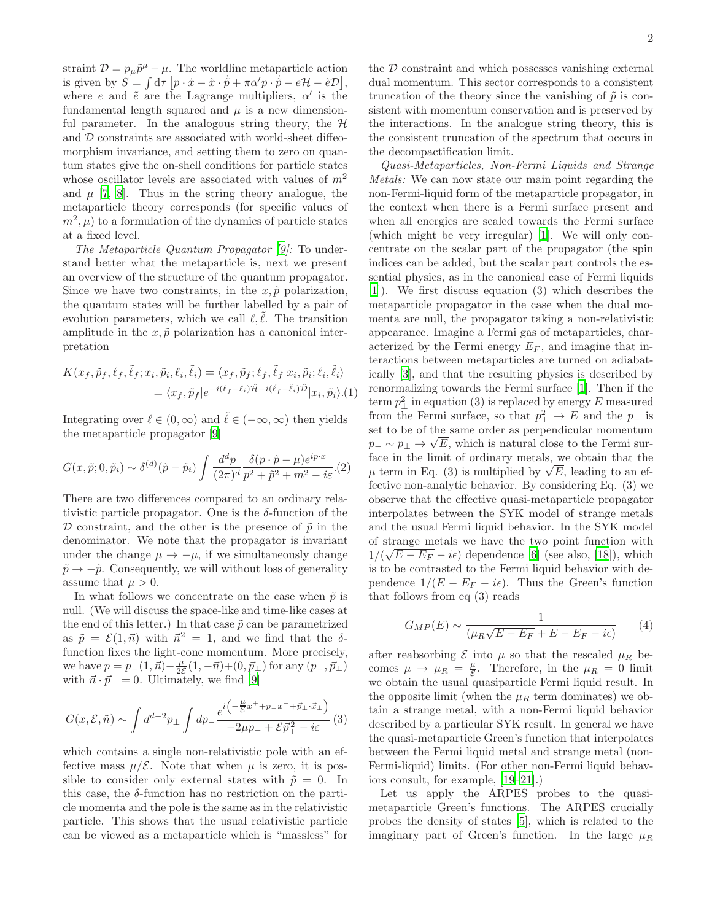straint $\mathcal{D} = p_\mu \tilde{p}^\mu - \mu$. The worldline metaparticle action is given by $S = \int \mathrm{d}\tau \left[ p \cdot \dot{x} - \tilde{x} \cdot \dot{\tilde{p}} + \pi\alpha' p \cdot \dot{\tilde{p}} - e\mathcal{H} - \tilde{e}\mathcal{D} \right]$, where $e$ and $\tilde{e}$ are the Lagrange multipliers, $\alpha'$ is the fundamental length squared and $\mu$ is a new dimensionful parameter. In the analogous string theory, the $\mathcal{H}$ and $\mathcal{D}$ constraints are associated with world-sheet diffeomorphism invariance, and setting them to zero on quantum states give the on-shell conditions for particle states whose oscillator levels are associated with values of $m^2$ and $\mu$ [7, 8]. Thus in the string theory analogue, the metaparticle theory corresponds (for specific values of $m^2, \mu$) to a formulation of the dynamics of particle states at a fixed level.

*The Metaparticle Quantum Propagator [9]:* To understand better what the metaparticle is, next we present an overview of the structure of the quantum propagator. Since we have two constraints, in the $x, \tilde{p}$ polarization, the quantum states will be further labelled by a pair of evolution parameters, which we call $\ell, \tilde{\ell}$. The transition amplitude in the $x, \tilde{p}$ polarization has a canonical interpretation

$$
\begin{aligned}
K(x_f, \tilde{p}_f, \ell_f, \tilde{\ell}_f; x_i, \tilde{p}_i, \ell_i, \tilde{\ell}_i) &= \langle x_f, \tilde{p}_f; \ell_f, \tilde{\ell}_f | x_i, \tilde{p}_i; \ell_i, \tilde{\ell}_i \rangle \\
&= \langle x_f, \tilde{p}_f | e^{-i(\ell_f - \ell_i)\hat{\mathcal{H}} - i(\tilde{\ell}_f - \tilde{\ell}_i)\hat{\mathcal{D}}} | x_i, \tilde{p}_i \rangle . \quad (1)
\end{aligned}
$$

Integrating over $\ell \in (0, \infty)$ and $\tilde{\ell} \in (-\infty, \infty)$ then yields the metaparticle propagator [9]

$$
G(x, \tilde{p}; 0, \tilde{p}_i) \sim \delta^{(d)}(\tilde{p} - \tilde{p}_i) \int \frac{d^d p}{(2\pi)^d} \frac{\delta(p \cdot \tilde{p} - \mu) e^{ip \cdot x}}{p^2 + \tilde{p}^2 + m^2 - i\varepsilon} . \quad (2)
$$

There are two differences compared to an ordinary relativistic particle propagator. One is the $\delta$-function of the $\mathcal{D}$ constraint, and the other is the presence of $\tilde{p}$ in the denominator. We note that the propagator is invariant under the change $\mu \to -\mu$, if we simultaneously change $\tilde{p} \to -\tilde{p}$. Consequently, we will without loss of generality assume that $\mu > 0$.

In what follows we concentrate on the case when $\tilde{p}$ is null. (We will discuss the space-like and time-like cases at the end of this letter.) In that case $\tilde{p}$ can be parametrized as $\tilde{p} = \mathcal{E}(1, \vec{n})$ with $\vec{n}^2 = 1$, and we find that the $\delta$-function fixes the light-cone momentum. More precisely, we have $p = p_-(1, \vec{n}) - \frac{\mu}{2\mathcal{E}}(1, -\vec{n}) + (0, \vec{p}_\perp)$ for any $(p_-, \vec{p}_\perp)$ with $\vec{n} \cdot \vec{p}_\perp = 0$. Ultimately, we find [9]

$$
G(x, \mathcal{E}, \tilde{n}) \sim \int d^{d-2} p_\perp \int dp_- \frac{e^{i\left(-\frac{\mu}{\mathcal{E}} x^+ + p_- x^- + \vec{p}_\perp \cdot \vec{x}_\perp\right)}}{-2\mu p_- + \mathcal{E} \vec{p}_\perp^{\,2} - i\varepsilon} \quad (3)
$$

which contains a single non-relativistic pole with an effective mass $\mu/\mathcal{E}$. Note that when $\mu$ is zero, it is possible to consider only external states with $\tilde{p} = 0$. In this case, the $\delta$-function has no restriction on the particle momenta and the pole is the same as in the relativistic particle. This shows that the usual relativistic particle can be viewed as a metaparticle which is "massless" for the $\mathcal{D}$ constraint and which possesses vanishing external dual momentum. This sector corresponds to a consistent truncation of the theory since the vanishing of $\tilde{p}$ is consistent with momentum conservation and is preserved by the interactions. In the analogue string theory, this is the consistent truncation of the spectrum that occurs in the decompactification limit.

*Quasi-Metaparticles, Non-Fermi Liquids and Strange Metals:* We can now state our main point regarding the non-Fermi-liquid form of the metaparticle propagator, in the context when there is a Fermi surface present and when all energies are scaled towards the Fermi surface (which might be very irregular) [1]. We will only concentrate on the scalar part of the propagator (the spin indices can be added, but the scalar part controls the essential physics, as in the canonical case of Fermi liquids [1]). We first discuss equation (3) which describes the metaparticle propagator in the case when the dual momenta are null, the propagator taking a non-relativistic appearance. Imagine a Fermi gas of metaparticles, characterized by the Fermi energy $E_F$, and imagine that interactions between metaparticles are turned on adiabatically [3], and that the resulting physics is described by renormalizing towards the Fermi surface [1]. Then if the term $p_\perp^2$ in equation (3) is replaced by energy $E$ measured from the Fermi surface, so that $p_\perp^2 \to E$ and the $p_-$ is set to be of the same order as perpendicular momentum $p_- \sim p_\perp \to \sqrt{E}$, which is natural close to the Fermi surface in the limit of ordinary metals, we obtain that the $\mu$ term in Eq. (3) is multiplied by $\sqrt{E}$, leading to an effective non-analytic behavior. By considering Eq. (3) we observe that the effective quasi-metaparticle propagator interpolates between the SYK model of strange metals and the usual Fermi liquid behavior. In the SYK model of strange metals we have the two point function with $1/(\sqrt{E - E_F} - i\epsilon)$ dependence [6] (see also, [18]), which is to be contrasted to the Fermi liquid behavior with dependence $1/(E - E_F - i\epsilon)$. Thus the Green's function that follows from eq (3) reads

$$
G_{MP}(E) \sim \frac{1}{(\mu_R \sqrt{E - E_F} + E - E_F - i\epsilon)} \quad (4)
$$

after reabsorbing $\mathcal{E}$ into $\mu$ so that the rescaled $\mu_R$ becomes $\mu \to \mu_R = \frac{\mu}{\mathcal{E}}$. Therefore, in the $\mu_R = 0$ limit we obtain the usual quasiparticle Fermi liquid result. In the opposite limit (when the $\mu_R$ term dominates) we obtain a strange metal, with a non-Fermi liquid behavior described by a particular SYK result. In general we have the quasi-metaparticle Green's function that interpolates between the Fermi liquid metal and strange metal (non-Fermi-liquid) limits. (For other non-Fermi liquid behaviors consult, for example, [19–21].)

Let us apply the ARPES probes to the quasi-metaparticle Green's functions. The ARPES crucially probes the density of states [5], which is related to the imaginary part of Green's function. In the large $\mu_R$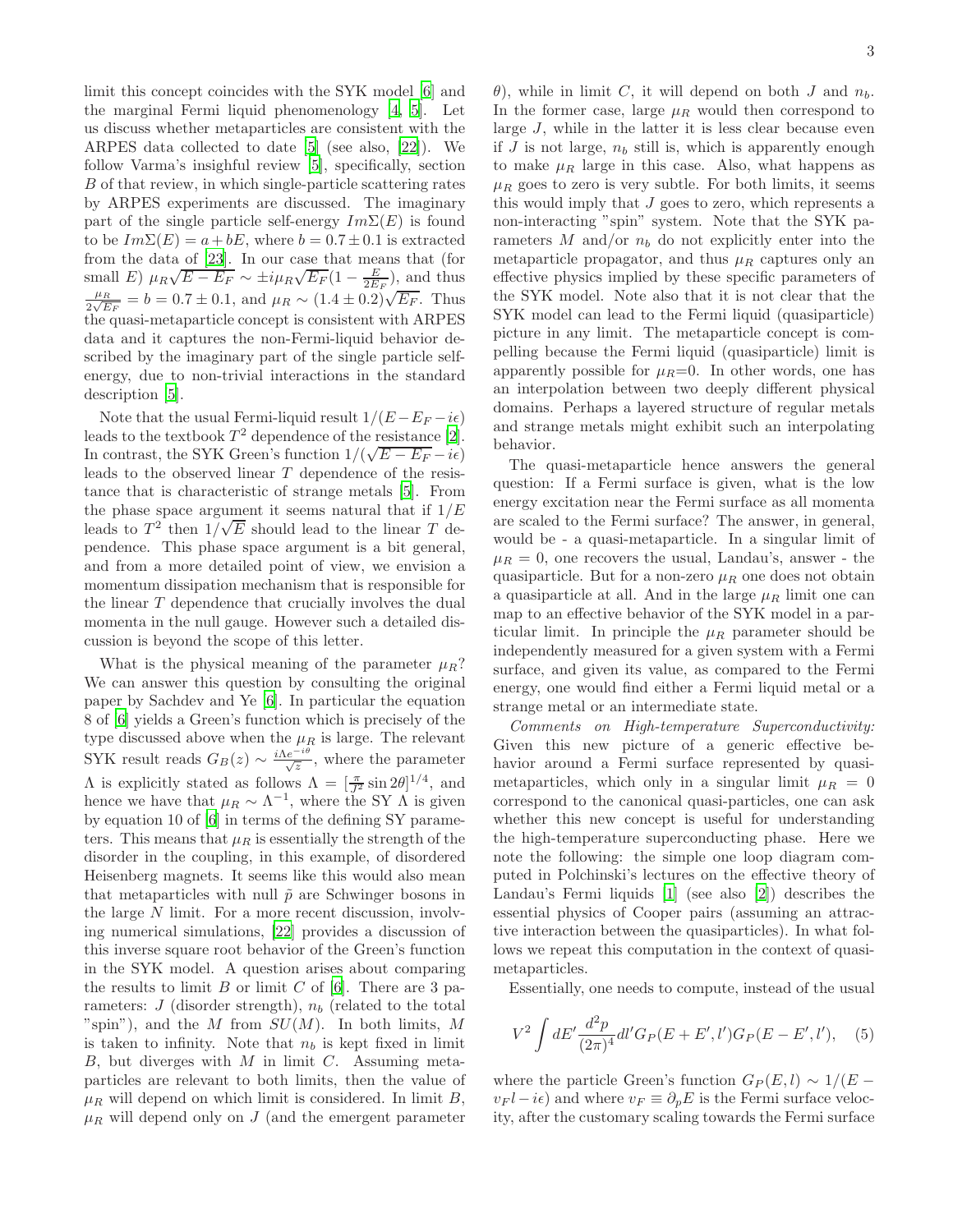limit this concept coincides with the SYK model [6] and the marginal Fermi liquid phenomenology [4, 5]. Let us discuss whether metaparticles are consistent with the ARPES data collected to date [5] (see also, [22]). We follow Varma's insightful review [5], specifically, section $B$ of that review, in which single-particle scattering rates by ARPES experiments are discussed. The imaginary part of the single particle self-energy $Im\Sigma(E)$ is found to be $Im\Sigma(E) = a + bE$, where $b = 0.7 \pm 0.1$ is extracted from the data of [23]. In our case that means that (for small $E$) $\mu_R\sqrt{E-E_F} \sim \pm i\mu_R\sqrt{E_F}(1-\frac{E}{2E_F})$, and thus $\frac{\mu_R}{2\sqrt{E_F}} = b = 0.7 \pm 0.1$, and $\mu_R \sim (1.4 \pm 0.2)\sqrt{E_F}$. Thus the quasi-metaparticle concept is consistent with ARPES data and it captures the non-Fermi-liquid behavior described by the imaginary part of the single particle self-energy, due to non-trivial interactions in the standard description [5].

Note that the usual Fermi-liquid result $1/(E-E_F-i\epsilon)$ leads to the textbook $T^2$ dependence of the resistance [2]. In contrast, the SYK Green's function $1/(\sqrt{E-E_F}-i\epsilon)$ leads to the observed linear $T$ dependence of the resistance that is characteristic of strange metals [5]. From the phase space argument it seems natural that if $1/E$ leads to $T^2$ then $1/\sqrt{E}$ should lead to the linear $T$ dependence. This phase space argument is a bit general, and from a more detailed point of view, we envision a momentum dissipation mechanism that is responsible for the linear $T$ dependence that crucially involves the dual momenta in the null gauge. However such a detailed discussion is beyond the scope of this letter.

What is the physical meaning of the parameter $\mu_R$? We can answer this question by consulting the original paper by Sachdev and Ye [6]. In particular the equation 8 of [6] yields a Green's function which is precisely of the type discussed above when the $\mu_R$ is large. The relevant SYK result reads $G_B(z) \sim \frac{i\Lambda e^{-i\theta}}{\sqrt{z}}$, where the parameter $\Lambda$ is explicitly stated as follows $\Lambda = [\frac{\pi}{J^2}\sin 2\theta]^{1/4}$, and hence we have that $\mu_R \sim \Lambda^{-1}$, where the SY $\Lambda$ is given by equation 10 of [6] in terms of the defining SY parameters. This means that $\mu_R$ is essentially the strength of the disorder in the coupling, in this example, of disordered Heisenberg magnets. It seems like this would also mean that metaparticles with null $\tilde{p}$ are Schwinger bosons in the large $N$ limit. For a more recent discussion, involving numerical simulations, [22] provides a discussion of this inverse square root behavior of the Green's function in the SYK model. A question arises about comparing the results to limit $B$ or limit $C$ of [6]. There are 3 parameters: $J$ (disorder strength), $n_b$ (related to the total "spin"), and the $M$ from $SU(M)$. In both limits, $M$ is taken to infinity. Note that $n_b$ is kept fixed in limit $B$, but diverges with $M$ in limit $C$. Assuming metaparticles are relevant to both limits, then the value of $\mu_R$ will depend on which limit is considered. In limit $B$, $\mu_R$ will depend only on $J$ (and the emergent parameter $\theta$), while in limit $C$, it will depend on both $J$ and $n_b$. In the former case, large $\mu_R$ would then correspond to large $J$, while in the latter it is less clear because even if $J$ is not large, $n_b$ still is, which is apparently enough to make $\mu_R$ large in this case. Also, what happens as $\mu_R$ goes to zero is very subtle. For both limits, it seems this would imply that $J$ goes to zero, which represents a non-interacting "spin" system. Note that the SYK parameters $M$ and/or $n_b$ do not explicitly enter into the metaparticle propagator, and thus $\mu_R$ captures only an effective physics implied by these specific parameters of the SYK model. Note also that it is not clear that the SYK model can lead to the Fermi liquid (quasiparticle) picture in any limit. The metaparticle concept is compelling because the Fermi liquid (quasiparticle) limit is apparently possible for $\mu_R$=0. In other words, one has an interpolation between two deeply different physical domains. Perhaps a layered structure of regular metals and strange metals might exhibit such an interpolating behavior.

The quasi-metaparticle hence answers the general question: If a Fermi surface is given, what is the low energy excitation near the Fermi surface as all momenta are scaled to the Fermi surface? The answer, in general, would be - a quasi-metaparticle. In a singular limit of $\mu_R = 0$, one recovers the usual, Landau's, answer - the quasiparticle. But for a non-zero $\mu_R$ one does not obtain a quasiparticle at all. And in the large $\mu_R$ limit one can map to an effective behavior of the SYK model in a particular limit. In principle the $\mu_R$ parameter should be independently measured for a given system with a Fermi surface, and given its value, as compared to the Fermi energy, one would find either a Fermi liquid metal or a strange metal or an intermediate state.

*Comments on High-temperature Superconductivity:* Given this new picture of a generic effective behavior around a Fermi surface represented by quasi-metaparticles, which only in a singular limit $\mu_R = 0$ correspond to the canonical quasi-particles, one can ask whether this new concept is useful for understanding the high-temperature superconducting phase. Here we note the following: the simple one loop diagram computed in Polchinski's lectures on the effective theory of Landau's Fermi liquids [1] (see also [2]) describes the essential physics of Cooper pairs (assuming an attractive interaction between the quasiparticles). In what follows we repeat this computation in the context of quasi-metaparticles.

Essentially, one needs to compute, instead of the usual

$$V^2 \int dE' \frac{d^2p}{(2\pi)^4} dl' G_P(E+E', l') G_P(E-E', l'), \quad (5)$$

where the particle Green's function $G_P(E, l) \sim 1/(E - v_F l - i\epsilon)$ and where $v_F \equiv \partial_p E$ is the Fermi surface velocity, after the customary scaling towards the Fermi surface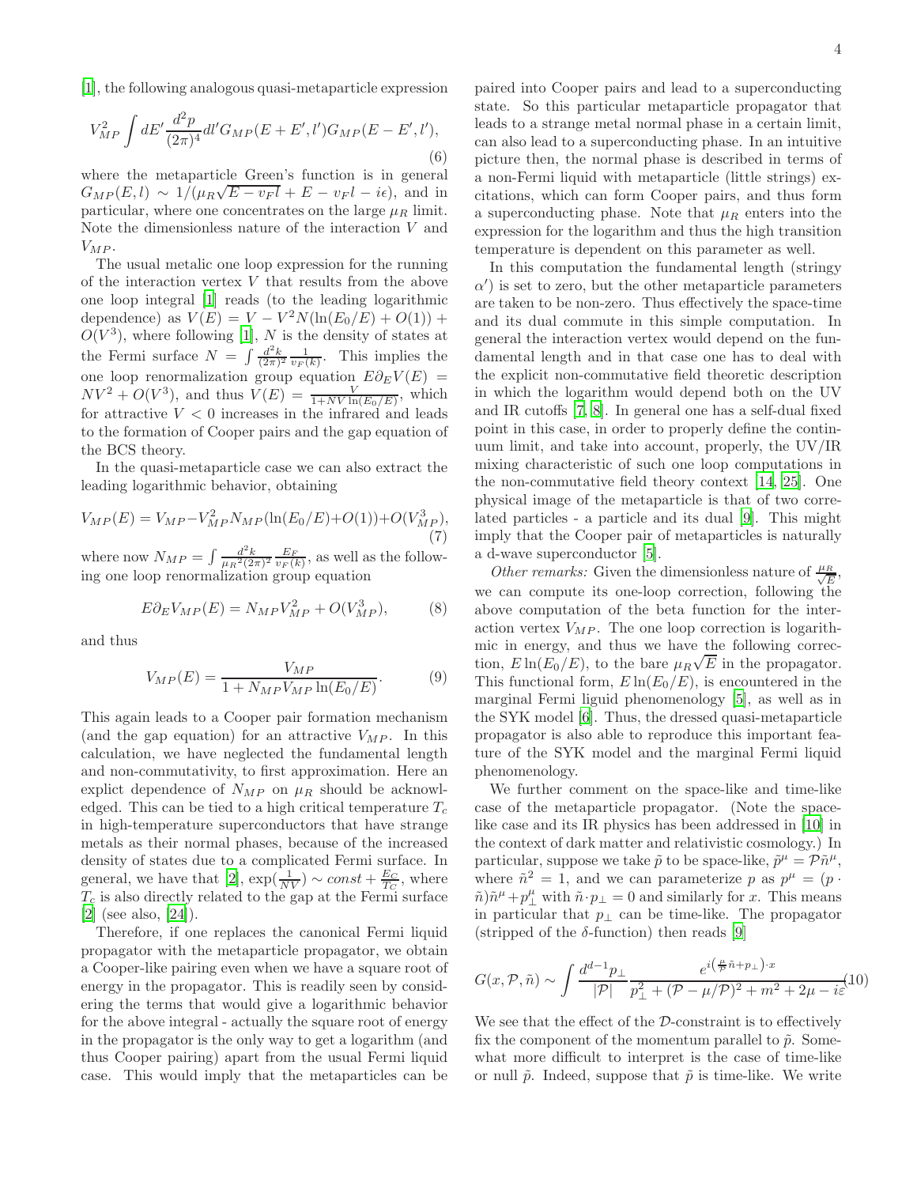[1], the following analogous quasi-metaparticle expression

$$V_{MP}^2 \int dE' \frac{d^2p}{(2\pi)^4} dl' G_{MP}(E+E', l') G_{MP}(E-E', l'), \tag{6}$$

where the metaparticle Green's function is in general $G_{MP}(E,l) \sim 1/(\mu_R\sqrt{E - v_F l} + E - v_F l - i\epsilon)$, and in particular, where one concentrates on the large $\mu_R$ limit. Note the dimensionless nature of the interaction $V$ and $V_{MP}$.

The usual metalic one loop expression for the running of the interaction vertex $V$ that results from the above one loop integral [1] reads (to the leading logarithmic dependence) as $V(E) = V - V^2 N(\ln(E_0/E) + O(1)) + O(V^3)$, where following [1], $N$ is the density of states at the Fermi surface $N = \int \frac{d^2k}{(2\pi)^2}\frac{1}{v_F(k)}$. This implies the one loop renormalization group equation $E\partial_E V(E) = NV^2 + O(V^3)$, and thus $V(E) = \frac{V}{1+NV\ln(E_0/E)}$, which for attractive $V < 0$ increases in the infrared and leads to the formation of Cooper pairs and the gap equation of the BCS theory.

In the quasi-metaparticle case we can also extract the leading logarithmic behavior, obtaining

$$V_{MP}(E) = V_{MP} - V_{MP}^2 N_{MP}(\ln(E_0/E) + O(1)) + O(V_{MP}^3), \tag{7}$$

where now $N_{MP} = \int \frac{d^2k}{\mu_R{}^2(2\pi)^2}\frac{E_F}{v_F(k)}$, as well as the following one loop renormalization group equation

$$E\partial_E V_{MP}(E) = N_{MP}V_{MP}^2 + O(V_{MP}^3), \tag{8}$$

and thus

$$V_{MP}(E) = \frac{V_{MP}}{1 + N_{MP}V_{MP}\ln(E_0/E)}. \tag{9}$$

This again leads to a Cooper pair formation mechanism (and the gap equation) for an attractive $V_{MP}$. In this calculation, we have neglected the fundamental length and non-commutativity, to first approximation. Here an explict dependence of $N_{MP}$ on $\mu_R$ should be acknowledged. This can be tied to a high critical temperature $T_c$ in high-temperature superconductors that have strange metals as their normal phases, because of the increased density of states due to a complicated Fermi surface. In general, we have that [2], $\exp(\frac{1}{NV}) \sim const + \frac{E_C}{T_C}$, where $T_c$ is also directly related to the gap at the Fermi surface [2] (see also, [24]).

Therefore, if one replaces the canonical Fermi liquid propagator with the metaparticle propagator, we obtain a Cooper-like pairing even when we have a square root of energy in the propagator. This is readily seen by considering the terms that would give a logarithmic behavior for the above integral - actually the square root of energy in the propagator is the only way to get a logarithm (and thus Cooper pairing) apart from the usual Fermi liquid case. This would imply that the metaparticles can be paired into Cooper pairs and lead to a superconducting state. So this particular metaparticle propagator that leads to a strange metal normal phase in a certain limit, can also lead to a superconducting phase. In an intuitive picture then, the normal phase is described in terms of a non-Fermi liquid with metaparticle (little strings) excitations, which can form Cooper pairs, and thus form a superconducting phase. Note that $\mu_R$ enters into the expression for the logarithm and thus the high transition temperature is dependent on this parameter as well.

In this computation the fundamental length (stringy $\alpha'$) is set to zero, but the other metaparticle parameters are taken to be non-zero. Thus effectively the space-time and its dual commute in this simple computation. In general the interaction vertex would depend on the fundamental length and in that case one has to deal with the explicit non-commutative field theoretic description in which the logarithm would depend both on the UV and IR cutoffs [7, 8]. In general one has a self-dual fixed point in this case, in order to properly define the continuum limit, and take into account, properly, the UV/IR mixing characteristic of such one loop computations in the non-commutative field theory context [14, 25]. One physical image of the metaparticle is that of two correlated particles - a particle and its dual [9]. This might imply that the Cooper pair of metaparticles is naturally a d-wave superconductor [5].

*Other remarks:* Given the dimensionless nature of $\frac{\mu_R}{\sqrt{E}}$, we can compute its one-loop correction, following the above computation of the beta function for the interaction vertex $V_{MP}$. The one loop correction is logarithmic in energy, and thus we have the following correction, $E\ln(E_0/E)$, to the bare $\mu_R\sqrt{E}$ in the propagator. This functional form, $E\ln(E_0/E)$, is encountered in the marginal Fermi liquid phenomenology [5], as well as in the SYK model [6]. Thus, the dressed quasi-metaparticle propagator is also able to reproduce this important feature of the SYK model and the marginal Fermi liquid phenomenology.

We further comment on the space-like and time-like case of the metaparticle propagator. (Note the space-like case and its IR physics has been addressed in [10] in the context of dark matter and relativistic cosmology.) In particular, suppose we take $\tilde{p}$ to be space-like, $\tilde{p}^\mu = \mathcal{P}\tilde{n}^\mu$, where $\tilde{n}^2 = 1$, and we can parameterize $p$ as $p^\mu = (p\cdot\tilde{n})\tilde{n}^\mu + p_\perp^\mu$ with $\tilde{n}\cdot p_\perp = 0$ and similarly for $x$. This means in particular that $p_\perp$ can be time-like. The propagator (stripped of the $\delta$-function) then reads [9]

$$G(x,\mathcal{P},\tilde{n}) \sim \int \frac{d^{d-1}p_\perp}{|\mathcal{P}|}\frac{e^{i\left(\frac{\mu}{\mathcal{P}}\tilde{n}+p_\perp\right)\cdot x}}{p_\perp^2 + (\mathcal{P}-\mu/\mathcal{P})^2 + m^2 + 2\mu - i\varepsilon} \tag{10}$$

We see that the effect of the $\mathcal{D}$-constraint is to effectively fix the component of the momentum parallel to $\tilde{p}$. Somewhat more difficult to interpret is the case of time-like or null $\tilde{p}$. Indeed, suppose that $\tilde{p}$ is time-like. We write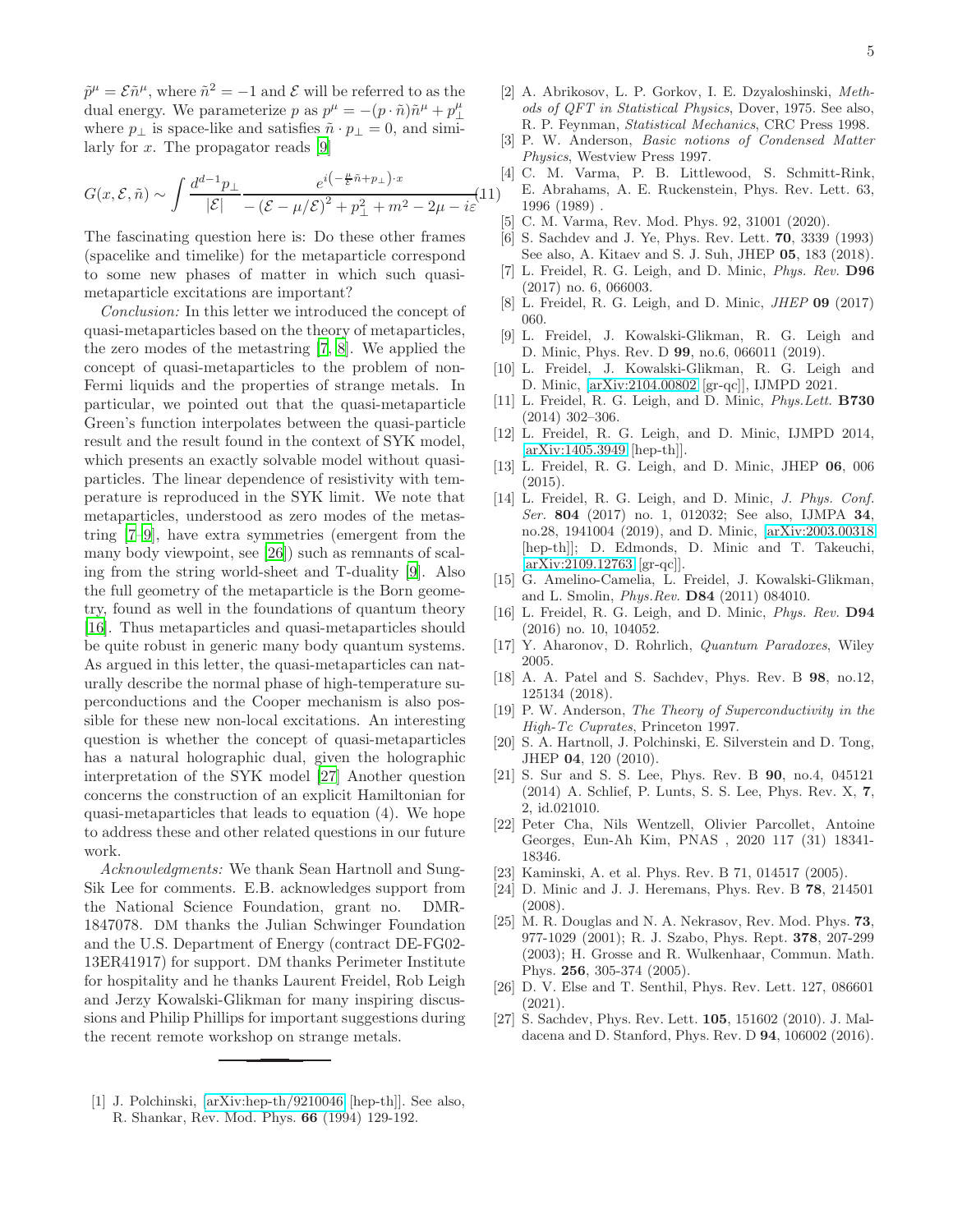$\tilde{p}^\mu = \mathcal{E}\tilde{n}^\mu$, where $\tilde{n}^2 = -1$ and $\mathcal{E}$ will be referred to as the dual energy. We parameterize $p$ as $p^\mu = -(p\cdot\tilde{n})\tilde{n}^\mu + p_\perp^\mu$ where $p_\perp$ is space-like and satisfies $\tilde{n}\cdot p_\perp = 0$, and similarly for $x$. The propagator reads [9]

$$G(x, \mathcal{E}, \tilde{n}) \sim \int \frac{d^{d-1}p_\perp}{|\mathcal{E}|} \frac{e^{i\left(-\frac{\mu}{\mathcal{E}}\tilde{n}+p_\perp\right)\cdot x}}{-\left(\mathcal{E}-\mu/\mathcal{E}\right)^2 + p_\perp^2 + m^2 - 2\mu - i\varepsilon} \tag{11}$$

The fascinating question here is: Do these other frames (spacelike and timelike) for the metaparticle correspond to some new phases of matter in which such quasi-metaparticle excitations are important?

*Conclusion:* In this letter we introduced the concept of quasi-metaparticles based on the theory of metaparticles, the zero modes of the metastring [7, 8]. We applied the concept of quasi-metaparticles to the problem of non-Fermi liquids and the properties of strange metals. In particular, we pointed out that the quasi-metaparticle Green's function interpolates between the quasi-particle result and the result found in the context of SYK model, which presents an exactly solvable model without quasi-particles. The linear dependence of resistivity with temperature is reproduced in the SYK limit. We note that metaparticles, understood as zero modes of the metastring [7–9], have extra symmetries (emergent from the many body viewpoint, see [26]) such as remnants of scaling from the string world-sheet and T-duality [9]. Also the full geometry of the metaparticle is the Born geometry, found as well in the foundations of quantum theory [16]. Thus metaparticles and quasi-metaparticles should be quite robust in generic many body quantum systems. As argued in this letter, the quasi-metaparticles can naturally describe the normal phase of high-temperature superconductions and the Cooper mechanism is also possible for these new non-local excitations. An interesting question is whether the concept of quasi-metaparticles has a natural holographic dual, given the holographic interpretation of the SYK model [27] Another question concerns the construction of an explicit Hamiltonian for quasi-metaparticles that leads to equation (4). We hope to address these and other related questions in our future work.

*Acknowledgments:* We thank Sean Hartnoll and Sung-Sik Lee for comments. E.B. acknowledges support from the National Science Foundation, grant no. DMR-1847078. DM thanks the Julian Schwinger Foundation and the U.S. Department of Energy (contract DE-FG02-13ER41917) for support. DM thanks Perimeter Institute for hospitality and he thanks Laurent Freidel, Rob Leigh and Jerzy Kowalski-Glikman for many inspiring discussions and Philip Phillips for important suggestions during the recent remote workshop on strange metals.

---

[1] J. Polchinski, [arXiv:hep-th/9210046 [hep-th]]. See also, R. Shankar, Rev. Mod. Phys. **66** (1994) 129-192.

[2] A. Abrikosov, L. P. Gorkov, I. E. Dzyaloshinski, *Methods of QFT in Statistical Physics*, Dover, 1975. See also, R. P. Feynman, *Statistical Mechanics*, CRC Press 1998.

[3] P. W. Anderson, *Basic notions of Condensed Matter Physics*, Westview Press 1997.

[4] C. M. Varma, P. B. Littlewood, S. Schmitt-Rink, E. Abrahams, A. E. Ruckenstein, Phys. Rev. Lett. 63, 1996 (1989) .

[5] C. M. Varma, Rev. Mod. Phys. 92, 31001 (2020).

[6] S. Sachdev and J. Ye, Phys. Rev. Lett. **70**, 3339 (1993) See also, A. Kitaev and S. J. Suh, JHEP **05**, 183 (2018).

[7] L. Freidel, R. G. Leigh, and D. Minic, *Phys. Rev.* **D96** (2017) no. 6, 066003.

[8] L. Freidel, R. G. Leigh, and D. Minic, *JHEP* **09** (2017) 060.

[9] L. Freidel, J. Kowalski-Glikman, R. G. Leigh and D. Minic, Phys. Rev. D **99**, no.6, 066011 (2019).

[10] L. Freidel, J. Kowalski-Glikman, R. G. Leigh and D. Minic, [arXiv:2104.00802 [gr-qc]], IJMPD 2021.

[11] L. Freidel, R. G. Leigh, and D. Minic, *Phys.Lett.* **B730** (2014) 302–306.

[12] L. Freidel, R. G. Leigh, and D. Minic, IJMPD 2014, [arXiv:1405.3949 [hep-th]].

[13] L. Freidel, R. G. Leigh, and D. Minic, JHEP **06**, 006 (2015).

[14] L. Freidel, R. G. Leigh, and D. Minic, *J. Phys. Conf. Ser.* **804** (2017) no. 1, 012032; See also, IJMPA **34**, no.28, 1941004 (2019), and D. Minic, [arXiv:2003.00318 [hep-th]]; D. Edmonds, D. Minic and T. Takeuchi, [arXiv:2109.12763 [gr-qc]].

[15] G. Amelino-Camelia, L. Freidel, J. Kowalski-Glikman, and L. Smolin, *Phys.Rev.* **D84** (2011) 084010.

[16] L. Freidel, R. G. Leigh, and D. Minic, *Phys. Rev.* **D94** (2016) no. 10, 104052.

[17] Y. Aharonov, D. Rohrlich, *Quantum Paradoxes*, Wiley 2005.

[18] A. A. Patel and S. Sachdev, Phys. Rev. B **98**, no.12, 125134 (2018).

[19] P. W. Anderson, *The Theory of Superconductivity in the High-Tc Cuprates*, Princeton 1997.

[20] S. A. Hartnoll, J. Polchinski, E. Silverstein and D. Tong, JHEP **04**, 120 (2010).

[21] S. Sur and S. S. Lee, Phys. Rev. B **90**, no.4, 045121 (2014) A. Schlief, P. Lunts, S. S. Lee, Phys. Rev. X, **7**, 2, id.021010.

[22] Peter Cha, Nils Wentzell, Olivier Parcollet, Antoine Georges, Eun-Ah Kim, PNAS , 2020 117 (31) 18341-18346.

[23] Kaminski, A. et al. Phys. Rev. B 71, 014517 (2005).

[24] D. Minic and J. J. Heremans, Phys. Rev. B **78**, 214501 (2008).

[25] M. R. Douglas and N. A. Nekrasov, Rev. Mod. Phys. **73**, 977-1029 (2001); R. J. Szabo, Phys. Rept. **378**, 207-299 (2003); H. Grosse and R. Wulkenhaar, Commun. Math. Phys. **256**, 305-374 (2005).

[26] D. V. Else and T. Senthil, Phys. Rev. Lett. 127, 086601 (2021).

[27] S. Sachdev, Phys. Rev. Lett. **105**, 151602 (2010). J. Maldacena and D. Stanford, Phys. Rev. D **94**, 106002 (2016).